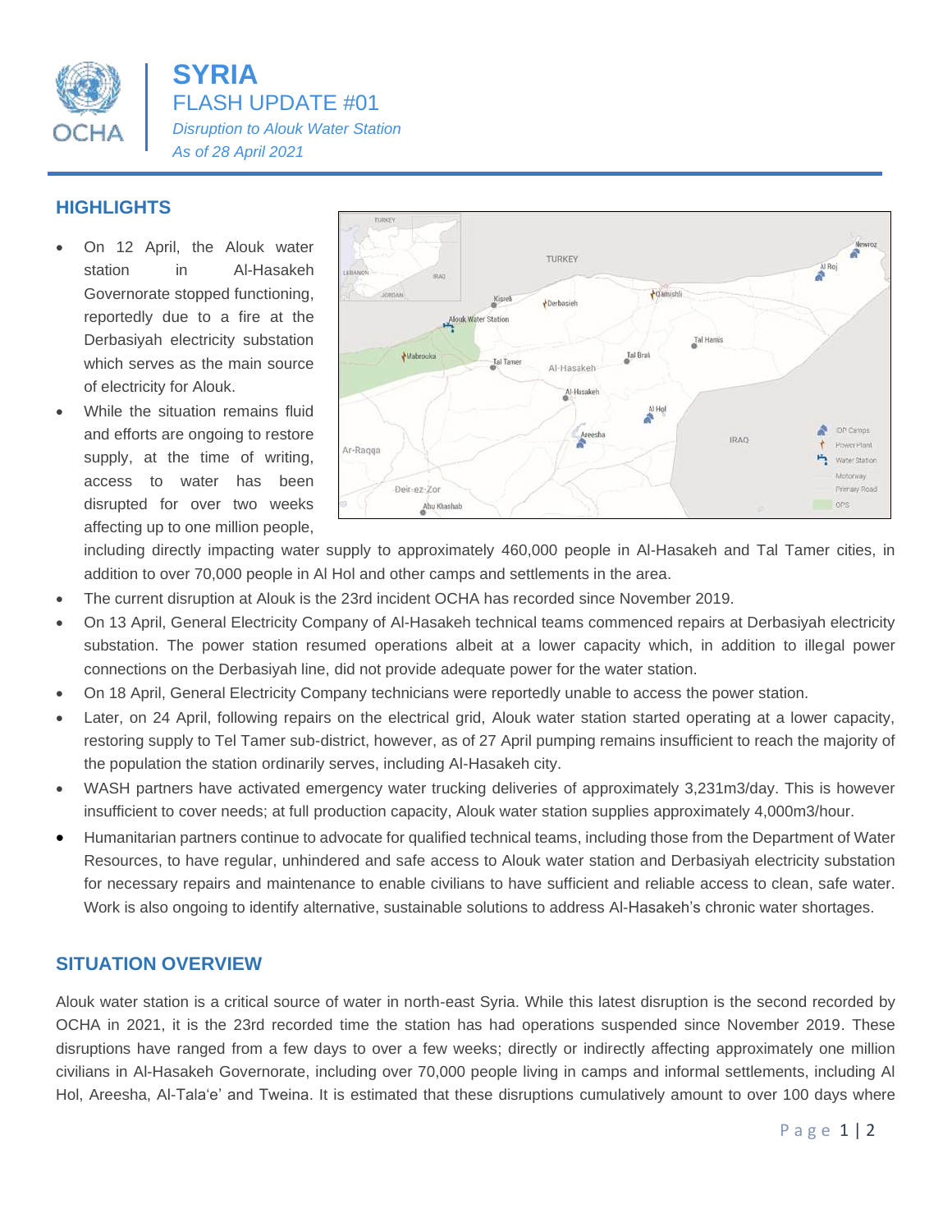# SYRIA

## FLASH UPDATE #01

*Disruption to Alouk Water Station*

*As of 28 April 2021*

## HIGHLIGHTS

- On 12 April, the Alouk water station in Al-Hasakeh Governorate stopped functioning, reportedly due to a fire at the Derbasiyah electricity substation which serves as the main source of electricity for Alouk.
- While the situation remains fluid and efforts are ongoing to restore supply, at the time of writing, access to water has been disrupted for over two weeks affecting up to one million people, including directly impacting water supply to approximately 460,000 people in Al-Hasakeh and Tal Tamer cities, in addition to over 70,000 people in Al Hol and other camps and settlements in the area.
- The current disruption at Alouk is the 23rd incident OCHA has recorded since November 2019.
- On 13 April, General Electricity Company of Al-Hasakeh technical teams commenced repairs at Derbasiyah electricity substation. The power station resumed operations albeit at a lower capacity which, in addition to illegal power connections on the Derbasiyah line, did not provide adequate power for the water station.
- On 18 April, General Electricity Company technicians were reportedly unable to access the power station.
- Later, on 24 April, following repairs on the electrical grid, Alouk water station started operating at a lower capacity, restoring supply to Tel Tamer sub-district, however, as of 27 April pumping remains insufficient to reach the majority of the population the station ordinarily serves, including Al-Hasakeh city.
- WASH partners have activated emergency water trucking deliveries of approximately 3,231m3/day. This is however insufficient to cover needs; at full production capacity, Alouk water station supplies approximately 4,000m3/hour.
- Humanitarian partners continue to advocate for qualified technical teams, including those from the Department of Water Resources, to have regular, unhindered and safe access to Alouk water station and Derbasiyah electricity substation for necessary repairs and maintenance to enable civilians to have sufficient and reliable access to clean, safe water. Work is also ongoing to identify alternative, sustainable solutions to address Al-Hasakeh's chronic water shortages.

## SITUATION OVERVIEW

Alouk water station is a critical source of water in north-east Syria. While this latest disruption is the second recorded by OCHA in 2021, it is the 23rd recorded time the station has had operations suspended since November 2019. These disruptions have ranged from a few days to over a few weeks; directly or indirectly affecting approximately one million civilians in Al-Hasakeh Governorate, including over 70,000 people living in camps and informal settlements, including Al Hol, Areesha, Al-Tala'e' and Tweina. It is estimated that these disruptions cumulatively amount to over 100 days where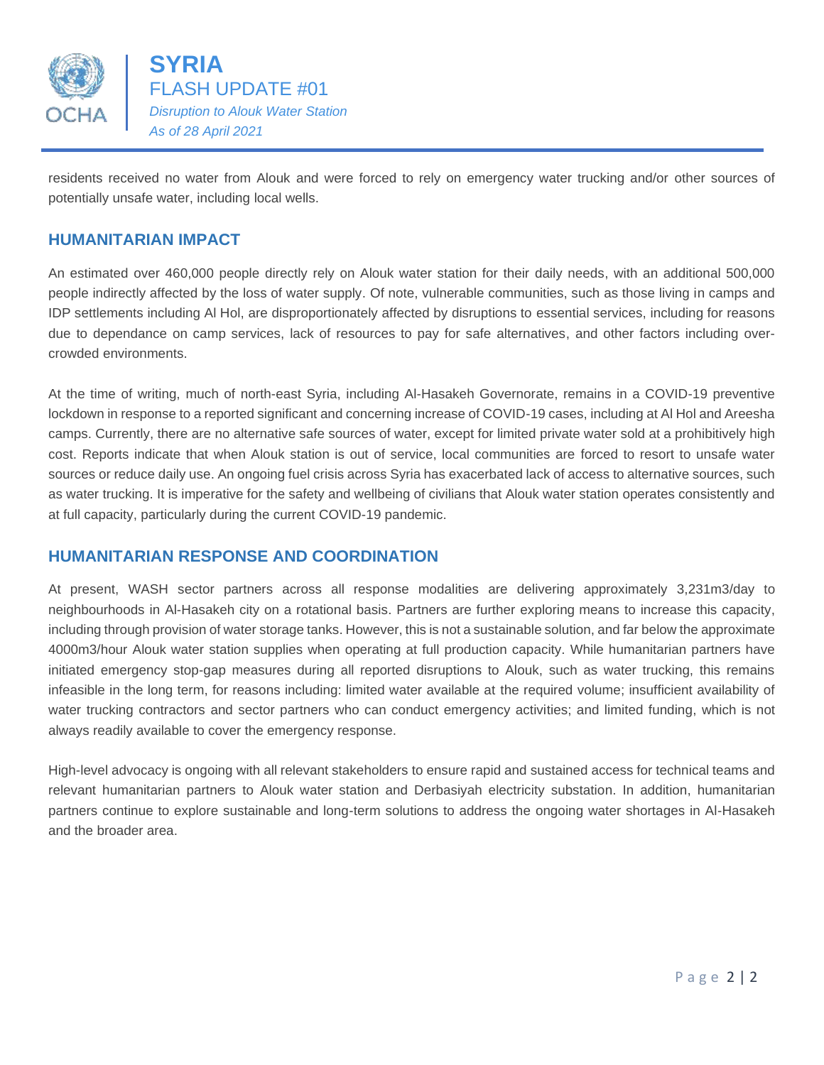residents received no water from Alouk and were forced to rely on emergency water trucking and/or other sources of potentially unsafe water, including local wells.

## HUMANITARIAN IMPACT

An estimated over 460,000 people directly rely on Alouk water station for their daily needs, with an additional 500,000 people indirectly affected by the loss of water supply. Of note, vulnerable communities, such as those living in camps and IDP settlements including Al Hol, are disproportionately affected by disruptions to essential services, including for reasons due to dependance on camp services, lack of resources to pay for safe alternatives, and other factors including over-crowded environments.

At the time of writing, much of north-east Syria, including Al-Hasakeh Governorate, remains in a COVID-19 preventive lockdown in response to a reported significant and concerning increase of COVID-19 cases, including at Al Hol and Areesha camps. Currently, there are no alternative safe sources of water, except for limited private water sold at a prohibitively high cost. Reports indicate that when Alouk station is out of service, local communities are forced to resort to unsafe water sources or reduce daily use. An ongoing fuel crisis across Syria has exacerbated lack of access to alternative sources, such as water trucking. It is imperative for the safety and wellbeing of civilians that Alouk water station operates consistently and at full capacity, particularly during the current COVID-19 pandemic.

## HUMANITARIAN RESPONSE AND COORDINATION

At present, WASH sector partners across all response modalities are delivering approximately 3,231m3/day to neighbourhoods in Al-Hasakeh city on a rotational basis. Partners are further exploring means to increase this capacity, including through provision of water storage tanks. However, this is not a sustainable solution, and far below the approximate 4000m3/hour Alouk water station supplies when operating at full production capacity. While humanitarian partners have initiated emergency stop-gap measures during all reported disruptions to Alouk, such as water trucking, this remains infeasible in the long term, for reasons including: limited water available at the required volume; insufficient availability of water trucking contractors and sector partners who can conduct emergency activities; and limited funding, which is not always readily available to cover the emergency response.

High-level advocacy is ongoing with all relevant stakeholders to ensure rapid and sustained access for technical teams and relevant humanitarian partners to Alouk water station and Derbasiyah electricity substation. In addition, humanitarian partners continue to explore sustainable and long-term solutions to address the ongoing water shortages in Al-Hasakeh and the broader area.